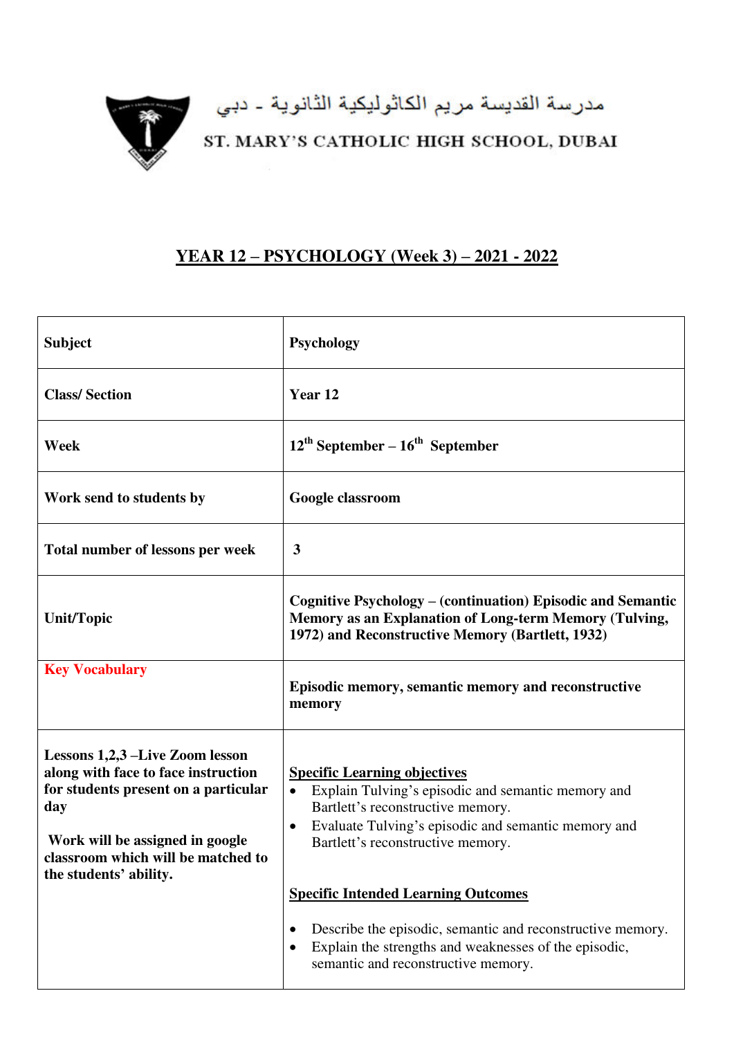مدرسة القديسة مريم الكاثوليكية الثانوية - دبي

ST. MARY'S CATHOLIC HIGH SCHOOL, DUBAI

# YEAR 12 – PSYCHOLOGY (Week 3) – 2021 - 2022

| **Subject** | **Psychology** |
|---|---|
| **Class/ Section** | **Year 12** |
| **Week** | **12th September – 16th September** |
| **Work send to students by** | **Google classroom** |
| **Total number of lessons per week** | **3** |
| **Unit/Topic** | **Cognitive Psychology – (continuation) Episodic and Semantic Memory as an Explanation of Long-term Memory (Tulving, 1972) and Reconstructive Memory (Bartlett, 1932)** |
| **Key Vocabulary** | **Episodic memory, semantic memory and reconstructive memory** |
| **Lessons 1,2,3 –Live Zoom lesson along with face to face instruction for students present on a particular day**<br><br>**Work will be assigned in google classroom which will be matched to the students' ability.** | **Specific Learning objectives**<br>• Explain Tulving's episodic and semantic memory and Bartlett's reconstructive memory.<br>• Evaluate Tulving's episodic and semantic memory and Bartlett's reconstructive memory.<br><br>**Specific Intended Learning Outcomes**<br>• Describe the episodic, semantic and reconstructive memory.<br>• Explain the strengths and weaknesses of the episodic, semantic and reconstructive memory. |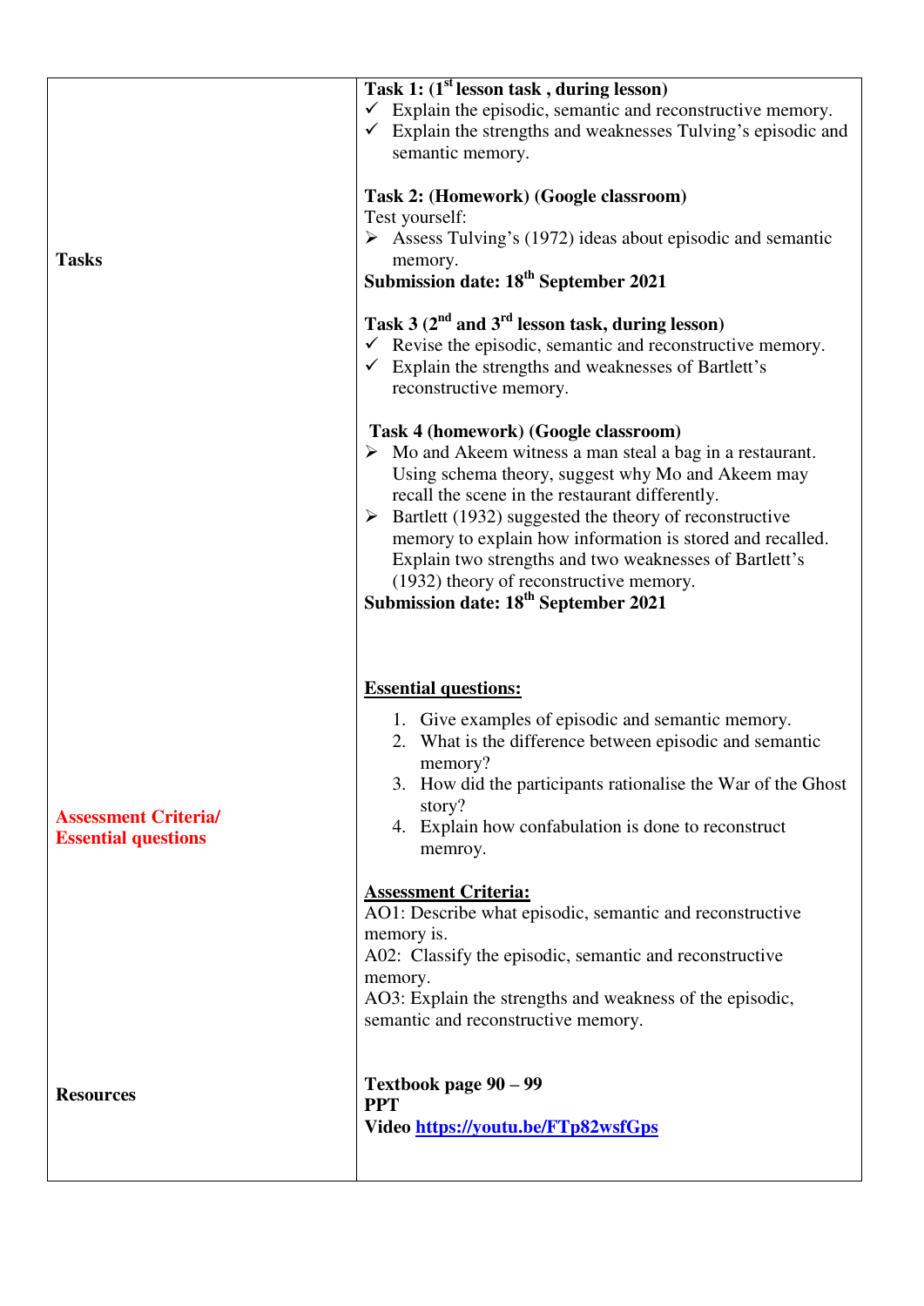| | |
|---|---|
| **Tasks** | **Task 1: (1st lesson task , during lesson)**<br>✓ Explain the episodic, semantic and reconstructive memory.<br>✓ Explain the strengths and weaknesses Tulving's episodic and semantic memory.<br><br>**Task 2: (Homework) (Google classroom)**<br>Test yourself:<br>➢ Assess Tulving's (1972) ideas about episodic and semantic memory.<br>**Submission date: 18th September 2021**<br><br>**Task 3 (2nd and 3rd lesson task, during lesson)**<br>✓ Revise the episodic, semantic and reconstructive memory.<br>✓ Explain the strengths and weaknesses of Bartlett's reconstructive memory.<br><br>**Task 4 (homework) (Google classroom)**<br>➢ Mo and Akeem witness a man steal a bag in a restaurant. Using schema theory, suggest why Mo and Akeem may recall the scene in the restaurant differently.<br>➢ Bartlett (1932) suggested the theory of reconstructive memory to explain how information is stored and recalled. Explain two strengths and two weaknesses of Bartlett's (1932) theory of reconstructive memory.<br>**Submission date: 18th September 2021** |
| **Assessment Criteria/ Essential questions** | **<u>Essential questions:</u>**<br>1. Give examples of episodic and semantic memory.<br>2. What is the difference between episodic and semantic memory?<br>3. How did the participants rationalise the War of the Ghost story?<br>4. Explain how confabulation is done to reconstruct memroy.<br><br>**<u>Assessment Criteria:</u>**<br>AO1: Describe what episodic, semantic and reconstructive memory is.<br>A02: Classify the episodic, semantic and reconstructive memory.<br>AO3: Explain the strengths and weakness of the episodic, semantic and reconstructive memory. |
| **Resources** | **Textbook page 90 – 99**<br>**PPT**<br>**Video [https://youtu.be/FTp82wsfGps](https://youtu.be/FTp82wsfGps)** |